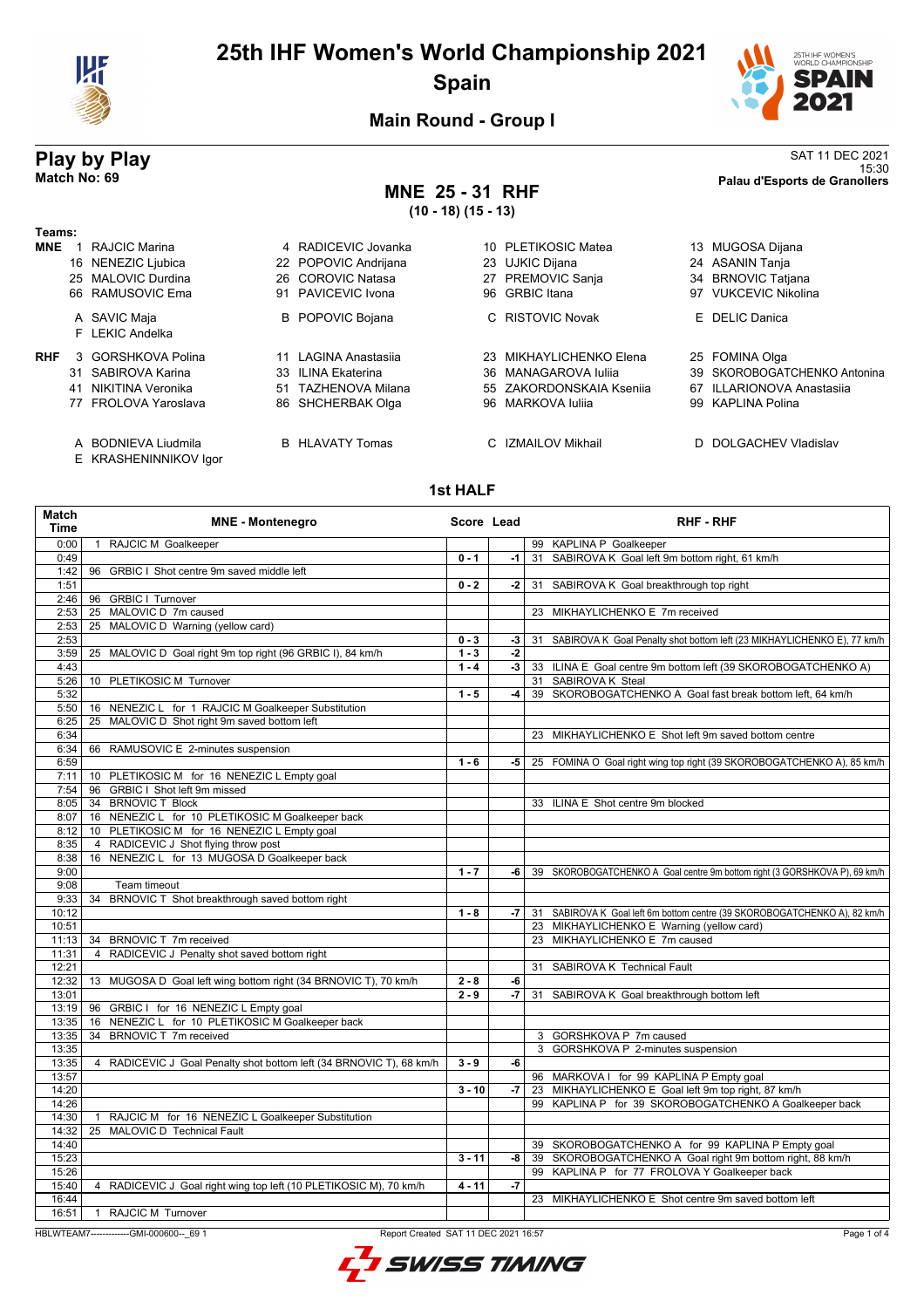# 25th IHF Women's World Championship 2021

## Spain

### Main Round - Group I

**Play by Play**
**Match No: 69**

SAT 11 DEC 2021
15:30
**Palau d'Esports de Granollers**

## MNE 25 - 31 RHF
**(10 - 18) (15 - 13)**

**Teams:**

**MNE**
1 RAJCIC Marina, 4 RADICEVIC Jovanka, 10 PLETIKOSIC Matea, 13 MUGOSA Dijana, 16 NENEZIC Ljubica, 22 POPOVIC Andrijana, 23 UJKIC Dijana, 24 ASANIN Tanja, 25 MALOVIC Durdina, 26 COROVIC Natasa, 27 PREMOVIC Sanja, 34 BRNOVIC Tatjana, 66 RAMUSOVIC Ema, 91 PAVICEVIC Ivona, 96 GRBIC Itana, 97 VUKCEVIC Nikolina

A SAVIC Maja, B POPOVIC Bojana, C RISTOVIC Novak, E DELIC Danica, F LEKIC Andela

**RHF**
3 GORSHKOVA Polina, 11 LAGINA Anastasiia, 23 MIKHAYLICHENKO Elena, 25 FOMINA Olga, 31 SABIROVA Karina, 33 ILINA Ekaterina, 36 MANAGAROVA Iuliia, 39 SKOROBOGATCHENKO Antonina, 41 NIKITINA Veronika, 51 TAZHENOVA Milana, 55 ZAKORDONSKAIA Kseniia, 67 ILLARIONOVA Anastasiia, 77 FROLOVA Yaroslava, 86 SHCHERBAK Olga, 96 MARKOVA Iuliia, 99 KAPLINA Polina

A BODNIEVA Liudmila, B HLAVATY Tomas, C IZMAILOV Mikhail, D DOLGACHEV Vladislav, E KRASHENINNIKOV Igor

### 1st HALF

| Match Time | MNE - Montenegro | Score | Lead | RHF - RHF |
|---|---|---|---|---|
| 0:00 | 1 RAJCIC M Goalkeeper | | | 99 KAPLINA P Goalkeeper |
| 0:49 | | 0 - 1 | -1 | 31 SABIROVA K Goal left 9m bottom right, 61 km/h |
| 1:42 | 96 GRBIC I Shot centre 9m saved middle left | | | |
| 1:51 | | 0 - 2 | -2 | 31 SABIROVA K Goal breakthrough top right |
| 2:46 | 96 GRBIC I Turnover | | | |
| 2:53 | 25 MALOVIC D 7m caused | | | 23 MIKHAYLICHENKO E 7m received |
| 2:53 | 25 MALOVIC D Warning (yellow card) | | | |
| 2:53 | | 0 - 3 | -3 | 31 SABIROVA K Goal Penalty shot bottom left (23 MIKHAYLICHENKO E), 77 km/h |
| 3:59 | 25 MALOVIC D Goal right 9m top right (96 GRBIC I), 84 km/h | 1 - 3 | -2 | |
| 4:43 | | 1 - 4 | -3 | 33 ILINA E Goal centre 9m bottom left (39 SKOROBOGATCHENKO A) |
| 5:26 | 10 PLETIKOSIC M Turnover | | | 31 SABIROVA K Steal |
| 5:32 | | 1 - 5 | -4 | 39 SKOROBOGATCHENKO A Goal fast break bottom left, 64 km/h |
| 5:50 | 16 NENEZIC L for 1 RAJCIC M Goalkeeper Substitution | | | |
| 6:25 | 25 MALOVIC D Shot right 9m saved bottom left | | | |
| 6:34 | | | | 23 MIKHAYLICHENKO E Shot left 9m saved bottom centre |
| 6:34 | 66 RAMUSOVIC E 2-minutes suspension | | | |
| 6:59 | | 1 - 6 | -5 | 25 FOMINA O Goal right wing top right (39 SKOROBOGATCHENKO A), 85 km/h |
| 7:11 | 10 PLETIKOSIC M for 16 NENEZIC L Empty goal | | | |
| 7:54 | 96 GRBIC I Shot left 9m missed | | | |
| 8:05 | 34 BRNOVIC T Block | | | 33 ILINA E Shot centre 9m blocked |
| 8:07 | 16 NENEZIC L for 10 PLETIKOSIC M Goalkeeper back | | | |
| 8:12 | 10 PLETIKOSIC M for 16 NENEZIC L Empty goal | | | |
| 8:35 | 4 RADICEVIC J Shot flying throw post | | | |
| 8:38 | 16 NENEZIC L for 13 MUGOSA D Goalkeeper back | | | |
| 9:00 | | 1 - 7 | -6 | 39 SKOROBOGATCHENKO A Goal centre 9m bottom right (3 GORSHKOVA P), 69 km/h |
| 9:08 | Team timeout | | | |
| 9:33 | 34 BRNOVIC T Shot breakthrough saved bottom right | | | |
| 10:12 | | 1 - 8 | -7 | 31 SABIROVA K Goal left 6m bottom centre (39 SKOROBOGATCHENKO A), 82 km/h |
| 10:51 | | | | 23 MIKHAYLICHENKO E Warning (yellow card) |
| 11:13 | 34 BRNOVIC T 7m received | | | 23 MIKHAYLICHENKO E 7m caused |
| 11:31 | 4 RADICEVIC J Penalty shot saved bottom right | | | |
| 12:21 | | | | 31 SABIROVA K Technical Fault |
| 12:32 | 13 MUGOSA D Goal left wing bottom right (34 BRNOVIC T), 70 km/h | 2 - 8 | -6 | |
| 13:01 | | 2 - 9 | -7 | 31 SABIROVA K Goal breakthrough bottom left |
| 13:19 | 96 GRBIC I for 16 NENEZIC L Empty goal | | | |
| 13:35 | 16 NENEZIC L for 10 PLETIKOSIC M Goalkeeper back | | | |
| 13:35 | 34 BRNOVIC T 7m received | | | 3 GORSHKOVA P 7m caused |
| 13:35 | | | | 3 GORSHKOVA P 2-minutes suspension |
| 13:35 | 4 RADICEVIC J Goal Penalty shot bottom left (34 BRNOVIC T), 68 km/h | 3 - 9 | -6 | |
| 13:57 | | | | 96 MARKOVA I for 99 KAPLINA P Empty goal |
| 14:20 | | 3 - 10 | -7 | 23 MIKHAYLICHENKO E Goal left 9m top right, 87 km/h |
| 14:26 | | | | 99 KAPLINA P for 39 SKOROBOGATCHENKO A Goalkeeper back |
| 14:30 | 1 RAJCIC M for 16 NENEZIC L Goalkeeper Substitution | | | |
| 14:32 | 25 MALOVIC D Technical Fault | | | |
| 14:40 | | | | 39 SKOROBOGATCHENKO A for 99 KAPLINA P Empty goal |
| 15:23 | | 3 - 11 | -8 | 39 SKOROBOGATCHENKO A Goal right 9m bottom right, 88 km/h |
| 15:26 | | | | 99 KAPLINA P for 77 FROLOVA Y Goalkeeper back |
| 15:40 | 4 RADICEVIC J Goal right wing top left (10 PLETIKOSIC M), 70 km/h | 4 - 11 | -7 | |
| 16:44 | | | | 23 MIKHAYLICHENKO E Shot centre 9m saved bottom left |
| 16:51 | 1 RAJCIC M Turnover | | | |

HBLWTEAM7-------------GMI-000600--_69 1 Report Created SAT 11 DEC 2021 16:57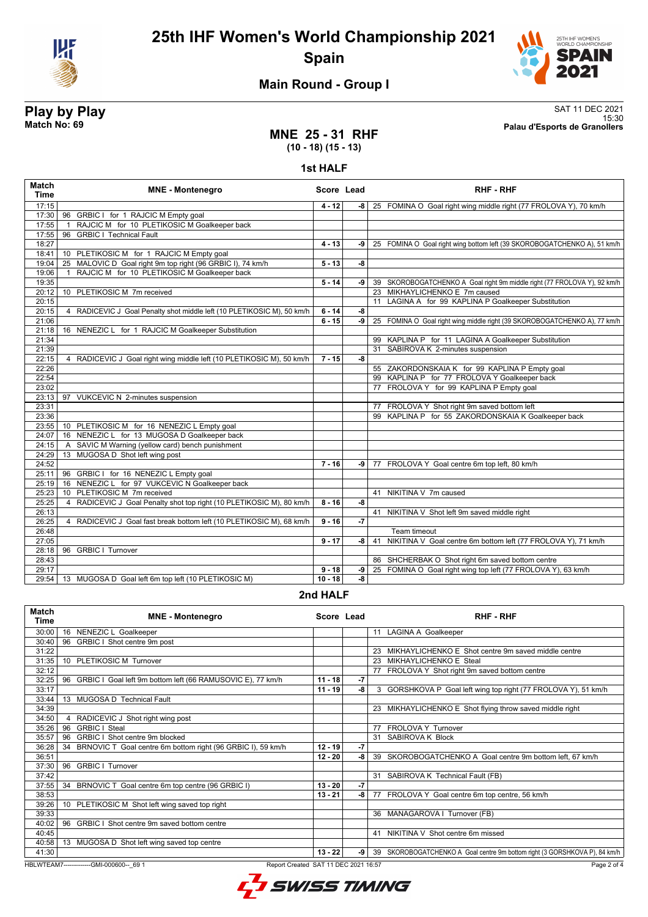# 25th IHF Women's World Championship 2021

## Spain

### Main Round - Group I

**Play by Play**
**Match No: 69**

SAT 11 DEC 2021
15:30
**Palau d'Esports de Granollers**

## MNE 25 - 31 RHF
**(10 - 18) (15 - 13)**

### 1st HALF

| Match Time | MNE - Montenegro | Score | Lead | RHF - RHF |
|---|---|---|---|---|
| 17:15 | | 4 - 12 | -8 | 25 FOMINA O Goal right wing middle right (77 FROLOVA Y), 70 km/h |
| 17:30 | 96 GRBIC I for 1 RAJCIC M Empty goal | | | |
| 17:55 | 1 RAJCIC M for 10 PLETIKOSIC M Goalkeeper back | | | |
| 17:55 | 96 GRBIC I Technical Fault | | | |
| 18:27 | | 4 - 13 | -9 | 25 FOMINA O Goal right wing bottom left (39 SKOROBOGATCHENKO A), 51 km/h |
| 18:41 | 10 PLETIKOSIC M for 1 RAJCIC M Empty goal | | | |
| 19:04 | 25 MALOVIC D Goal right 9m top right (96 GRBIC I), 74 km/h | 5 - 13 | -8 | |
| 19:06 | 1 RAJCIC M for 10 PLETIKOSIC M Goalkeeper back | | | |
| 19:35 | | 5 - 14 | -9 | 39 SKOROBOGATCHENKO A Goal right 9m middle right (77 FROLOVA Y), 92 km/h |
| 20:12 | 10 PLETIKOSIC M 7m received | | | 23 MIKHAYLICHENKO E 7m caused |
| 20:15 | | | | 11 LAGINA A for 99 KAPLINA P Goalkeeper Substitution |
| 20:15 | 4 RADICEVIC J Goal Penalty shot middle left (10 PLETIKOSIC M), 50 km/h | 6 - 14 | -8 | |
| 21:06 | | 6 - 15 | -9 | 25 FOMINA O Goal right wing middle right (39 SKOROBOGATCHENKO A), 77 km/h |
| 21:18 | 16 NENEZIC L for 1 RAJCIC M Goalkeeper Substitution | | | |
| 21:34 | | | | 99 KAPLINA P for 11 LAGINA A Goalkeeper Substitution |
| 21:39 | | | | 31 SABIROVA K 2-minutes suspension |
| 22:15 | 4 RADICEVIC J Goal right wing middle left (10 PLETIKOSIC M), 50 km/h | 7 - 15 | -8 | |
| 22:26 | | | | 55 ZAKORDONSKAIA K for 99 KAPLINA P Empty goal |
| 22:54 | | | | 99 KAPLINA P for 77 FROLOVA Y Goalkeeper back |
| 23:02 | | | | 77 FROLOVA Y for 99 KAPLINA P Empty goal |
| 23:13 | 97 VUKCEVIC N 2-minutes suspension | | | |
| 23:31 | | | | 77 FROLOVA Y Shot right 9m saved bottom left |
| 23:36 | | | | 99 KAPLINA P for 55 ZAKORDONSKAIA K Goalkeeper back |
| 23:55 | 10 PLETIKOSIC M for 16 NENEZIC L Empty goal | | | |
| 24:07 | 16 NENEZIC L for 13 MUGOSA D Goalkeeper back | | | |
| 24:15 | A SAVIC M Warning (yellow card) bench punishment | | | |
| 24:29 | 13 MUGOSA D Shot left wing post | | | |
| 24:52 | | 7 - 16 | -9 | 77 FROLOVA Y Goal centre 6m top left, 80 km/h |
| 25:11 | 96 GRBIC I for 16 NENEZIC L Empty goal | | | |
| 25:19 | 16 NENEZIC L for 97 VUKCEVIC N Goalkeeper back | | | |
| 25:23 | 10 PLETIKOSIC M 7m received | | | 41 NIKITINA V 7m caused |
| 25:25 | 4 RADICEVIC J Goal Penalty shot top right (10 PLETIKOSIC M), 80 km/h | 8 - 16 | -8 | |
| 26:13 | | | | 41 NIKITINA V Shot left 9m saved middle right |
| 26:25 | 4 RADICEVIC J Goal fast break bottom left (10 PLETIKOSIC M), 68 km/h | 9 - 16 | -7 | |
| 26:48 | | | | Team timeout |
| 27:05 | | 9 - 17 | -8 | 41 NIKITINA V Goal centre 6m bottom left (77 FROLOVA Y), 71 km/h |
| 28:18 | 96 GRBIC I Turnover | | | |
| 28:43 | | | | 86 SHCHERBAK O Shot right 6m saved bottom centre |
| 29:17 | | 9 - 18 | -9 | 25 FOMINA O Goal right wing top left (77 FROLOVA Y), 63 km/h |
| 29:54 | 13 MUGOSA D Goal left 6m top left (10 PLETIKOSIC M) | 10 - 18 | -8 | |

### 2nd HALF

| Match Time | MNE - Montenegro | Score | Lead | RHF - RHF |
|---|---|---|---|---|
| 30:00 | 16 NENEZIC L Goalkeeper | | | 11 LAGINA A Goalkeeper |
| 30:40 | 96 GRBIC I Shot centre 9m post | | | |
| 31:22 | | | | 23 MIKHAYLICHENKO E Shot centre 9m saved middle centre |
| 31:35 | 10 PLETIKOSIC M Turnover | | | 23 MIKHAYLICHENKO E Steal |
| 32:12 | | | | 77 FROLOVA Y Shot right 9m saved bottom centre |
| 32:25 | 96 GRBIC I Goal left 9m bottom left (66 RAMUSOVIC E), 77 km/h | 11 - 18 | -7 | |
| 33:17 | | 11 - 19 | -8 | 3 GORSHKOVA P Goal left wing top right (77 FROLOVA Y), 51 km/h |
| 33:44 | 13 MUGOSA D Technical Fault | | | |
| 34:39 | | | | 23 MIKHAYLICHENKO E Shot flying throw saved middle right |
| 34:50 | 4 RADICEVIC J Shot right wing post | | | |
| 35:26 | 96 GRBIC I Steal | | | 77 FROLOVA Y Turnover |
| 35:57 | 96 GRBIC I Shot centre 9m blocked | | | 31 SABIROVA K Block |
| 36:28 | 34 BRNOVIC T Goal centre 6m bottom right (96 GRBIC I), 59 km/h | 12 - 19 | -7 | |
| 36:51 | | 12 - 20 | -8 | 39 SKOROBOGATCHENKO A Goal centre 9m bottom left, 67 km/h |
| 37:30 | 96 GRBIC I Turnover | | | |
| 37:42 | | | | 31 SABIROVA K Technical Fault (FB) |
| 37:55 | 34 BRNOVIC T Goal centre 6m top centre (96 GRBIC I) | 13 - 20 | -7 | |
| 38:53 | | 13 - 21 | -8 | 77 FROLOVA Y Goal centre 6m top centre, 56 km/h |
| 39:26 | 10 PLETIKOSIC M Shot left wing saved top right | | | |
| 39:33 | | | | 36 MANAGAROVA I Turnover (FB) |
| 40:02 | 96 GRBIC I Shot centre 9m saved bottom centre | | | |
| 40:45 | | | | 41 NIKITINA V Shot centre 6m missed |
| 40:58 | 13 MUGOSA D Shot left wing saved top centre | | | |
| 41:30 | | 13 - 22 | -9 | 39 SKOROBOGATCHENKO A Goal centre 9m bottom right (3 GORSHKOVA P), 84 km/h |

HBLWTEAM7-------------GMI-000600--_69 1 Report Created SAT 11 DEC 2021 16:57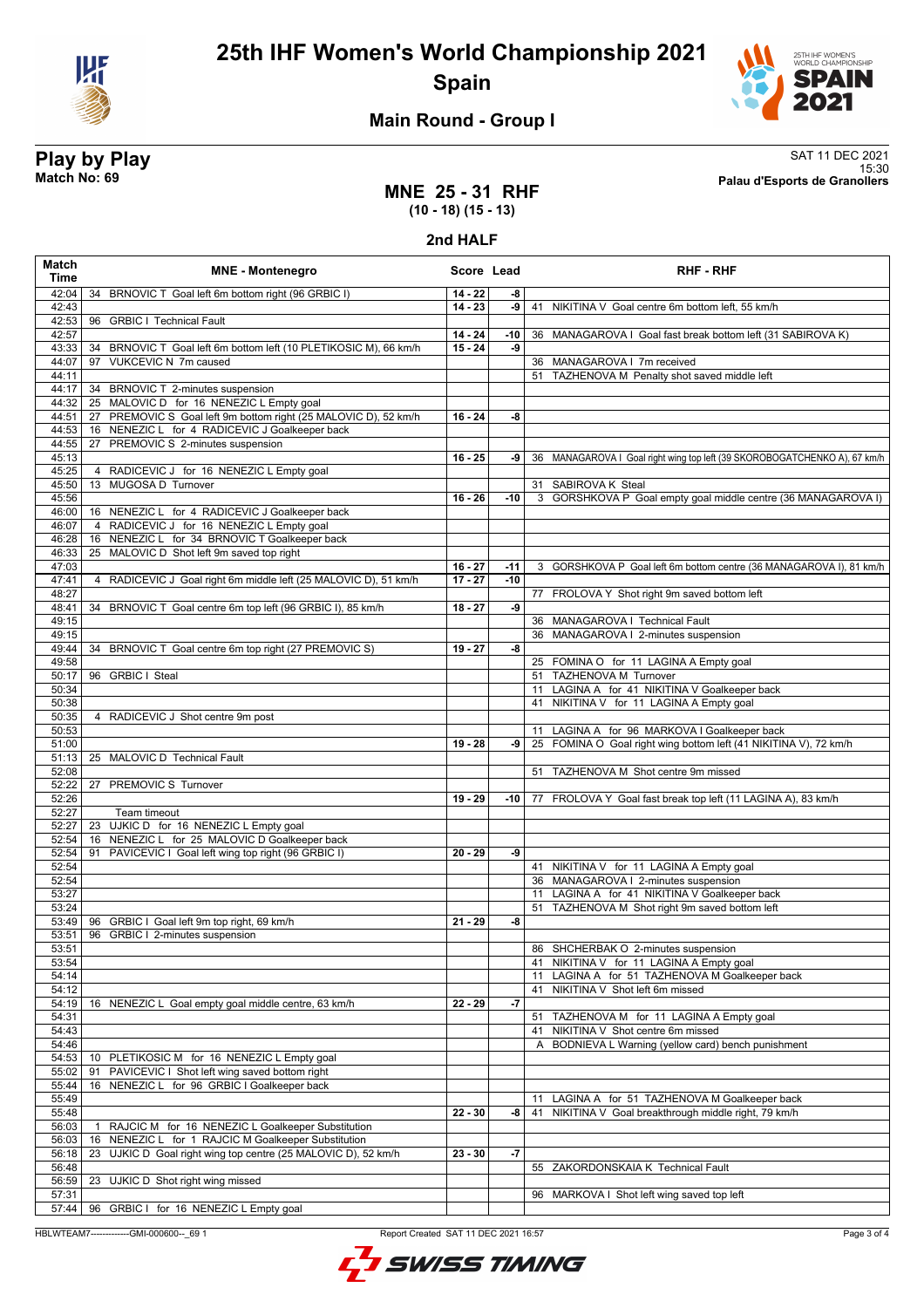# 25th IHF Women's World Championship 2021

## Spain

### Main Round - Group I

**Play by Play**
**Match No: 69**

SAT 11 DEC 2021
15:30
**Palau d'Esports de Granollers**

## MNE 25 - 31 RHF

**(10 - 18) (15 - 13)**

### 2nd HALF

| Match Time | MNE - Montenegro | Score | Lead | RHF - RHF |
|---|---|---|---|---|
| 42:04 | 34 BRNOVIC T Goal left 6m bottom right (96 GRBIC I) | 14 - 22 | -8 | |
| 42:43 | | 14 - 23 | -9 | 41 NIKITINA V Goal centre 6m bottom left, 55 km/h |
| 42:53 | 96 GRBIC I Technical Fault | | | |
| 42:57 | | 14 - 24 | -10 | 36 MANAGAROVA I Goal fast break bottom left (31 SABIROVA K) |
| 43:33 | 34 BRNOVIC T Goal left 6m bottom left (10 PLETIKOSIC M), 66 km/h | 15 - 24 | -9 | |
| 44:07 | 97 VUKCEVIC N 7m caused | | | 36 MANAGAROVA I 7m received |
| 44:11 | | | | 51 TAZHENOVA M Penalty shot saved middle left |
| 44:17 | 34 BRNOVIC T 2-minutes suspension | | | |
| 44:32 | 25 MALOVIC D for 16 NENEZIC L Empty goal | | | |
| 44:51 | 27 PREMOVIC S Goal left 9m bottom right (25 MALOVIC D), 52 km/h | 16 - 24 | -8 | |
| 44:53 | 16 NENEZIC L for 4 RADICEVIC J Goalkeeper back | | | |
| 44:55 | 27 PREMOVIC S 2-minutes suspension | | | |
| 45:13 | | 16 - 25 | -9 | 36 MANAGAROVA I Goal right wing top left (39 SKOROBOGATCHENKO A), 67 km/h |
| 45:25 | 4 RADICEVIC J for 16 NENEZIC L Empty goal | | | |
| 45:50 | 13 MUGOSA D Turnover | | | 31 SABIROVA K Steal |
| 45:56 | | 16 - 26 | -10 | 3 GORSHKOVA P Goal empty goal middle centre (36 MANAGAROVA I) |
| 46:00 | 16 NENEZIC L for 4 RADICEVIC J Goalkeeper back | | | |
| 46:07 | 4 RADICEVIC J for 16 NENEZIC L Empty goal | | | |
| 46:28 | 16 NENEZIC L for 34 BRNOVIC T Goalkeeper back | | | |
| 46:33 | 25 MALOVIC D Shot left 9m saved top right | | | |
| 47:03 | | 16 - 27 | -11 | 3 GORSHKOVA P Goal left 6m bottom centre (36 MANAGAROVA I), 81 km/h |
| 47:41 | 4 RADICEVIC J Goal right 6m middle left (25 MALOVIC D), 51 km/h | 17 - 27 | -10 | |
| 48:27 | | | | 77 FROLOVA Y Shot right 9m saved bottom left |
| 48:41 | 34 BRNOVIC T Goal centre 6m top left (96 GRBIC I), 85 km/h | 18 - 27 | -9 | |
| 49:15 | | | | 36 MANAGAROVA I Technical Fault |
| 49:15 | | | | 36 MANAGAROVA I 2-minutes suspension |
| 49:44 | 34 BRNOVIC T Goal centre 6m top right (27 PREMOVIC S) | 19 - 27 | -8 | |
| 49:58 | | | | 25 FOMINA O for 11 LAGINA A Empty goal |
| 50:17 | 96 GRBIC I Steal | | | 51 TAZHENOVA M Turnover |
| 50:34 | | | | 11 LAGINA A for 41 NIKITINA V Goalkeeper back |
| 50:38 | | | | 41 NIKITINA V for 11 LAGINA A Empty goal |
| 50:35 | 4 RADICEVIC J Shot centre 9m post | | | |
| 50:53 | | | | 11 LAGINA A for 96 MARKOVA I Goalkeeper back |
| 51:00 | | 19 - 28 | -9 | 25 FOMINA O Goal right wing bottom left (41 NIKITINA V), 72 km/h |
| 51:13 | 25 MALOVIC D Technical Fault | | | |
| 52:08 | | | | 51 TAZHENOVA M Shot centre 9m missed |
| 52:22 | 27 PREMOVIC S Turnover | | | |
| 52:26 | | 19 - 29 | -10 | 77 FROLOVA Y Goal fast break top left (11 LAGINA A), 83 km/h |
| 52:27 | Team timeout | | | |
| 52:27 | 23 UJKIC D for 16 NENEZIC L Empty goal | | | |
| 52:54 | 16 NENEZIC L for 25 MALOVIC D Goalkeeper back | | | |
| 52:54 | 91 PAVICEVIC I Goal left wing top right (96 GRBIC I) | 20 - 29 | -9 | |
| 52:54 | | | | 41 NIKITINA V for 11 LAGINA A Empty goal |
| 52:54 | | | | 36 MANAGAROVA I 2-minutes suspension |
| 53:27 | | | | 11 LAGINA A for 41 NIKITINA V Goalkeeper back |
| 53:24 | | | | 51 TAZHENOVA M Shot right 9m saved bottom left |
| 53:49 | 96 GRBIC I Goal left 9m top right, 69 km/h | 21 - 29 | -8 | |
| 53:51 | 96 GRBIC I 2-minutes suspension | | | |
| 53:51 | | | | 86 SHCHERBAK O 2-minutes suspension |
| 53:54 | | | | 41 NIKITINA V for 11 LAGINA A Empty goal |
| 54:14 | | | | 11 LAGINA A for 51 TAZHENOVA M Goalkeeper back |
| 54:12 | | | | 41 NIKITINA V Shot left 6m missed |
| 54:19 | 16 NENEZIC L Goal empty goal middle centre, 63 km/h | 22 - 29 | -7 | |
| 54:31 | | | | 51 TAZHENOVA M for 11 LAGINA A Empty goal |
| 54:43 | | | | 41 NIKITINA V Shot centre 6m missed |
| 54:46 | | | | A BODNIEVA L Warning (yellow card) bench punishment |
| 54:53 | 10 PLETIKOSIC M for 16 NENEZIC L Empty goal | | | |
| 55:02 | 91 PAVICEVIC I Shot left wing saved bottom right | | | |
| 55:44 | 16 NENEZIC L for 96 GRBIC I Goalkeeper back | | | |
| 55:49 | | | | 11 LAGINA A for 51 TAZHENOVA M Goalkeeper back |
| 55:48 | | 22 - 30 | -8 | 41 NIKITINA V Goal breakthrough middle right, 79 km/h |
| 56:03 | 1 RAJCIC M for 16 NENEZIC L Goalkeeper Substitution | | | |
| 56:03 | 16 NENEZIC L for 1 RAJCIC M Goalkeeper Substitution | | | |
| 56:18 | 23 UJKIC D Goal right wing top centre (25 MALOVIC D), 52 km/h | 23 - 30 | -7 | |
| 56:48 | | | | 55 ZAKORDONSKAIA K Technical Fault |
| 56:59 | 23 UJKIC D Shot right wing missed | | | |
| 57:31 | | | | 96 MARKOVA I Shot left wing saved top left |
| 57:44 | 96 GRBIC I for 16 NENEZIC L Empty goal | | | |

HBLWTEAM7-------------GMI-000600--_69 1 Report Created SAT 11 DEC 2021 16:57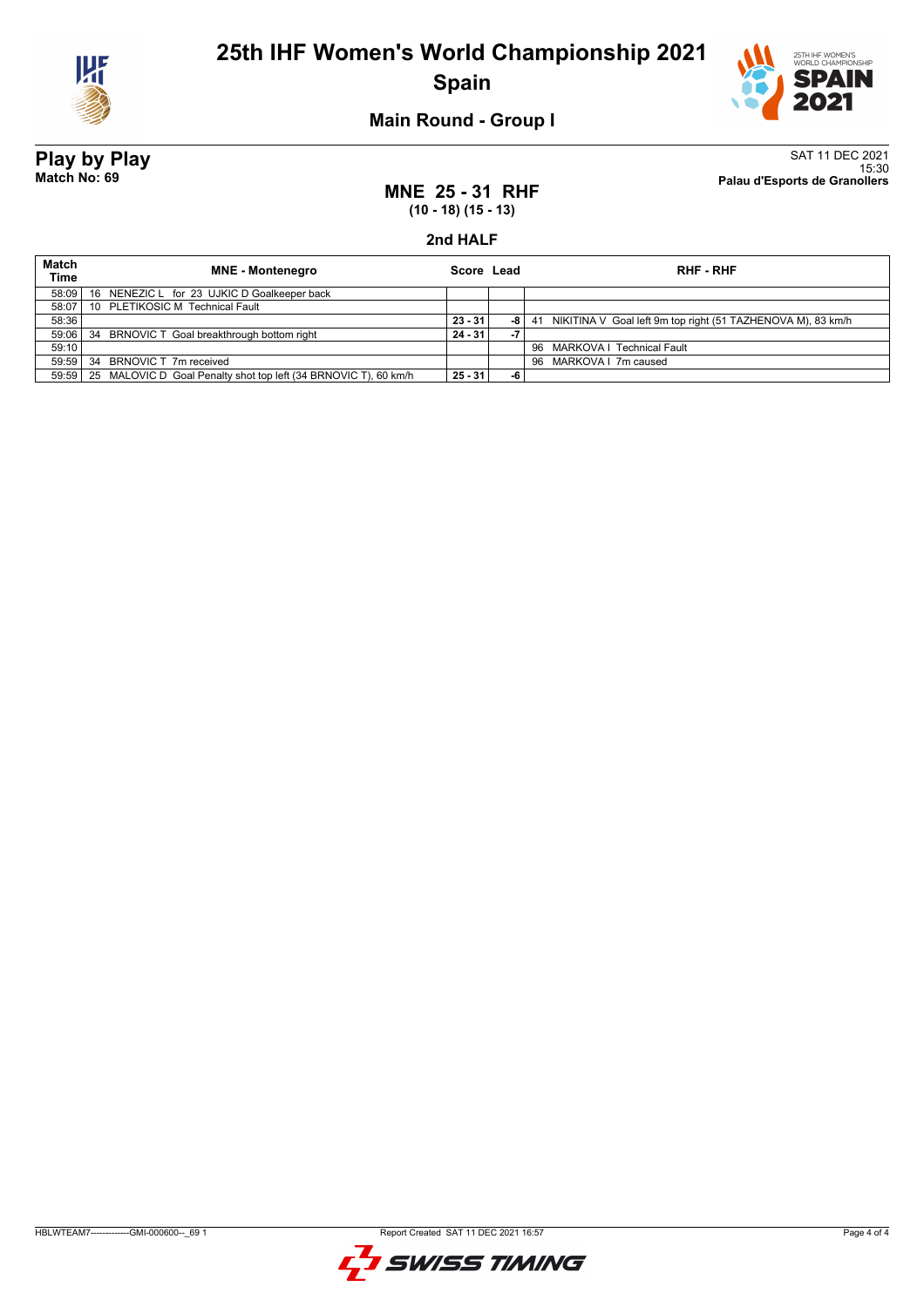# 25th IHF Women's World Championship 2021

**Spain**

## Main Round - Group I

**Play by Play**
**Match No: 69**

SAT 11 DEC 2021
15:30
**Palau d'Esports de Granollers**

### MNE 25 - 31 RHF

**(10 - 18) (15 - 13)**

### 2nd HALF

| Match Time | MNE - Montenegro | Score | Lead | RHF - RHF |
|---|---|---|---|---|
| 58:09 | 16 NENEZIC L for 23 UJKIC D Goalkeeper back | | | |
| 58:07 | 10 PLETIKOSIC M Technical Fault | | | |
| 58:36 | | 23 - 31 | -8 | 41 NIKITINA V Goal left 9m top right (51 TAZHENOVA M), 83 km/h |
| 59:06 | 34 BRNOVIC T Goal breakthrough bottom right | 24 - 31 | -7 | |
| 59:10 | | | | 96 MARKOVA I Technical Fault |
| 59:59 | 34 BRNOVIC T 7m received | | | 96 MARKOVA I 7m caused |
| 59:59 | 25 MALOVIC D Goal Penalty shot top left (34 BRNOVIC T), 60 km/h | 25 - 31 | -6 | |

HBLWTEAM7-------------GMI-000600--_69 1 Report Created SAT 11 DEC 2021 16:57